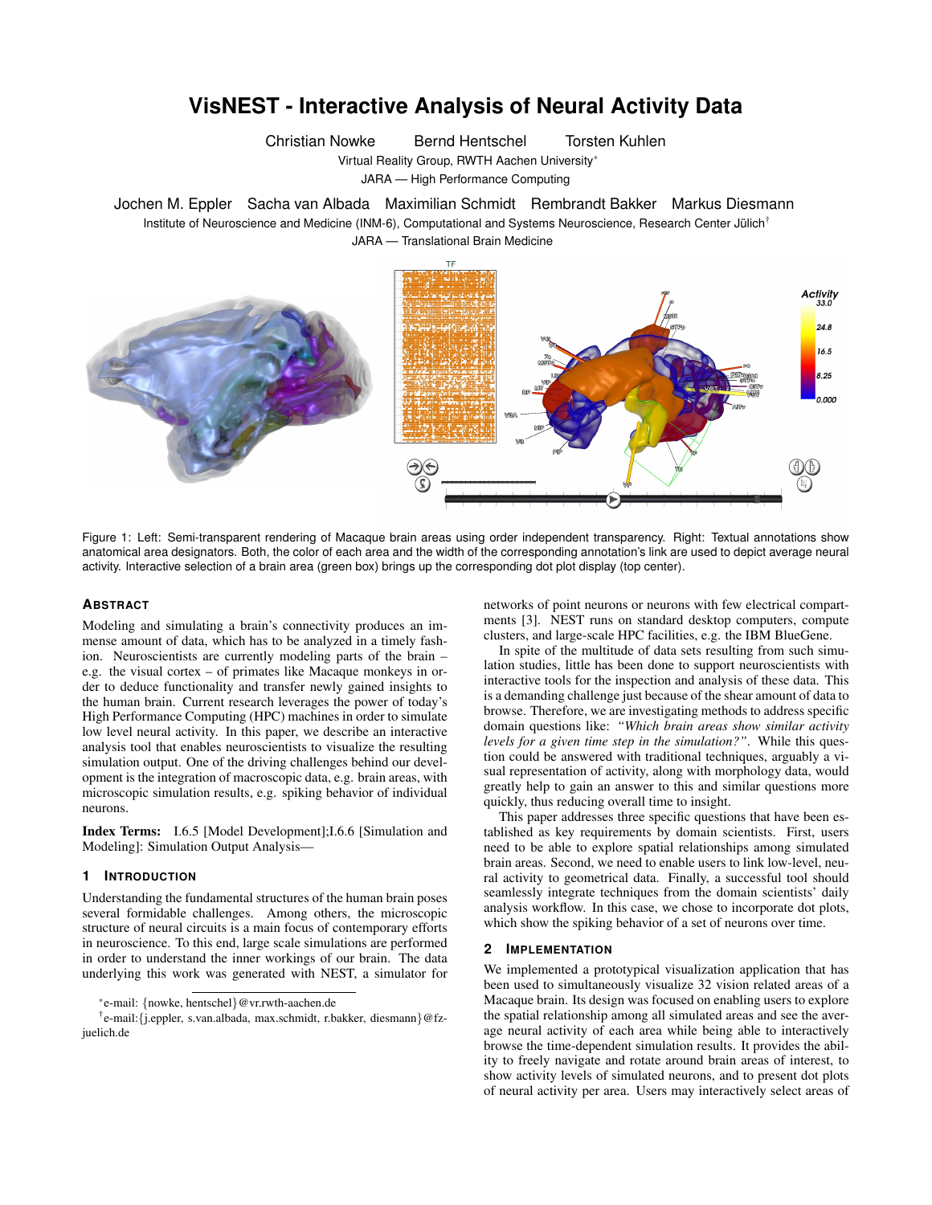# VisNEST - Interactive Analysis of Neural Activity Data

Christian Nowke    Bernd Hentschel    Torsten Kuhlen

Virtual Reality Group, RWTH Aachen University*

JARA — High Performance Computing

Jochen M. Eppler   Sacha van Albada   Maximilian Schmidt   Rembrandt Bakker   Markus Diesmann

Institute of Neuroscience and Medicine (INM-6), Computational and Systems Neuroscience, Research Center Jülich†

JARA — Translational Brain Medicine

Figure 1: Left: Semi-transparent rendering of Macaque brain areas using order independent transparency. Right: Textual annotations show anatomical area designators. Both, the color of each area and the width of the corresponding annotation's link are used to depict average neural activity. Interactive selection of a brain area (green box) brings up the corresponding dot plot display (top center).

## Abstract

Modeling and simulating a brain's connectivity produces an immense amount of data, which has to be analyzed in a timely fashion. Neuroscientists are currently modeling parts of the brain – e.g. the visual cortex – of primates like Macaque monkeys in order to deduce functionality and transfer newly gained insights to the human brain. Current research leverages the power of today's High Performance Computing (HPC) machines in order to simulate low level neural activity. In this paper, we describe an interactive analysis tool that enables neuroscientists to visualize the resulting simulation output. One of the driving challenges behind our development is the integration of macroscopic data, e.g. brain areas, with microscopic simulation results, e.g. spiking behavior of individual neurons.

**Index Terms:** I.6.5 [Model Development];I.6.6 [Simulation and Modeling]: Simulation Output Analysis—

## 1 Introduction

Understanding the fundamental structures of the human brain poses several formidable challenges. Among others, the microscopic structure of neural circuits is a main focus of contemporary efforts in neuroscience. To this end, large scale simulations are performed in order to understand the inner workings of our brain. The data underlying this work was generated with NEST, a simulator for networks of point neurons or neurons with few electrical compartments [3]. NEST runs on standard desktop computers, compute clusters, and large-scale HPC facilities, e.g. the IBM BlueGene.

In spite of the multitude of data sets resulting from such simulation studies, little has been done to support neuroscientists with interactive tools for the inspection and analysis of these data. This is a demanding challenge just because of the shear amount of data to browse. Therefore, we are investigating methods to address specific domain questions like: *"Which brain areas show similar activity levels for a given time step in the simulation?"*. While this question could be answered with traditional techniques, arguably a visual representation of activity, along with morphology data, would greatly help to gain an answer to this and similar questions more quickly, thus reducing overall time to insight.

This paper addresses three specific questions that have been established as key requirements by domain scientists. First, users need to be able to explore spatial relationships among simulated brain areas. Second, we need to enable users to link low-level, neural activity to geometrical data. Finally, a successful tool should seamlessly integrate techniques from the domain scientists' daily analysis workflow. In this case, we chose to incorporate dot plots, which show the spiking behavior of a set of neurons over time.

## 2 Implementation

We implemented a prototypical visualization application that has been used to simultaneously visualize 32 vision related areas of a Macaque brain. Its design was focused on enabling users to explore the spatial relationship among all simulated areas and see the average neural activity of each area while being able to interactively browse the time-dependent simulation results. It provides the ability to freely navigate and rotate around brain areas of interest, to show activity levels of simulated neurons, and to present dot plots of neural activity per area. Users may interactively select areas of

*e-mail: {nowke, hentschel}@vr.rwth-aachen.de

†e-mail:{j.eppler, s.van.albada, max.schmidt, r.bakker, diesmann}@fz-juelich.de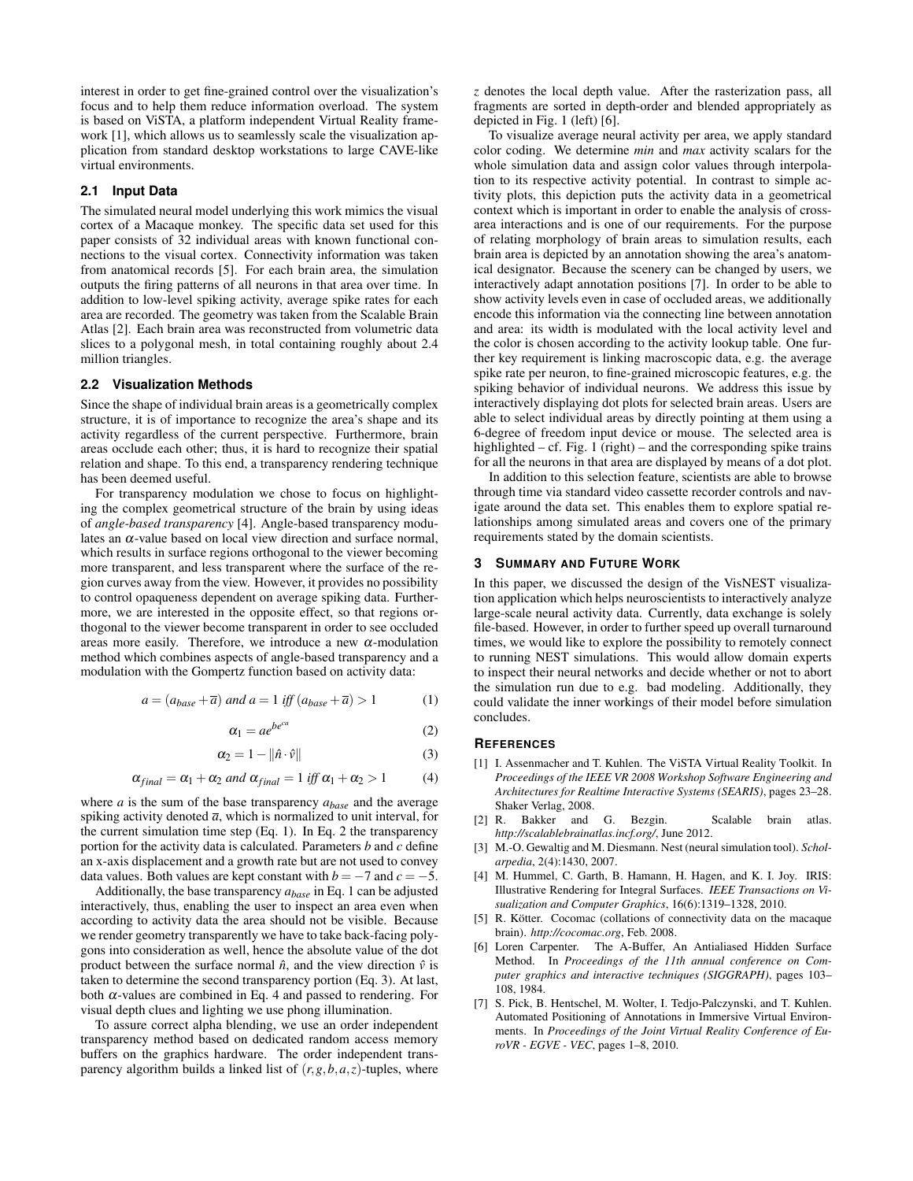interest in order to get fine-grained control over the visualization's focus and to help them reduce information overload. The system is based on ViSTA, a platform independent Virtual Reality framework [1], which allows us to seamlessly scale the visualization application from standard desktop workstations to large CAVE-like virtual environments.

## 2.1 Input Data

The simulated neural model underlying this work mimics the visual cortex of a Macaque monkey. The specific data set used for this paper consists of 32 individual areas with known functional connections to the visual cortex. Connectivity information was taken from anatomical records [5]. For each brain area, the simulation outputs the firing patterns of all neurons in that area over time. In addition to low-level spiking activity, average spike rates for each area are recorded. The geometry was taken from the Scalable Brain Atlas [2]. Each brain area was reconstructed from volumetric data slices to a polygonal mesh, in total containing roughly about 2.4 million triangles.

## 2.2 Visualization Methods

Since the shape of individual brain areas is a geometrically complex structure, it is of importance to recognize the area's shape and its activity regardless of the current perspective. Furthermore, brain areas occlude each other; thus, it is hard to recognize their spatial relation and shape. To this end, a transparency rendering technique has been deemed useful.

For transparency modulation we chose to focus on highlighting the complex geometrical structure of the brain by using ideas of *angle-based transparency* [4]. Angle-based transparency modulates an $\alpha$-value based on local view direction and surface normal, which results in surface regions orthogonal to the viewer becoming more transparent, and less transparent where the surface of the region curves away from the view. However, it provides no possibility to control opaqueness dependent on average spiking data. Furthermore, we are interested in the opposite effect, so that regions orthogonal to the viewer become transparent in order to see occluded areas more easily. Therefore, we introduce a new $\alpha$-modulation method which combines aspects of angle-based transparency and a modulation with the Gompertz function based on activity data:

$$a = (a_{base} + \overline{a}) \text{ and } a = 1 \text{ iff } (a_{base} + \overline{a}) > 1 \tag{1}$$

$$\alpha_1 = ae^{be^{ca}} \tag{2}$$

$$\alpha_2 = 1 - \|\hat{n} \cdot \hat{v}\| \tag{3}$$

$$\alpha_{final} = \alpha_1 + \alpha_2 \text{ and } \alpha_{final} = 1 \text{ iff } \alpha_1 + \alpha_2 > 1 \tag{4}$$

where $a$ is the sum of the base transparency $a_{base}$ and the average spiking activity denoted $\overline{a}$, which is normalized to unit interval, for the current simulation time step (Eq. 1). In Eq. 2 the transparency portion for the activity data is calculated. Parameters $b$ and $c$ define an x-axis displacement and a growth rate but are not used to convey data values. Both values are kept constant with $b = -7$ and $c = -5$.

Additionally, the base transparency $a_{base}$ in Eq. 1 can be adjusted interactively, thus, enabling the user to inspect an area even when according to activity data the area should not be visible. Because we render geometry transparently we have to take back-facing polygons into consideration as well, hence the absolute value of the dot product between the surface normal $\hat{n}$, and the view direction $\hat{v}$ is taken to determine the second transparency portion (Eq. 3). At last, both $\alpha$-values are combined in Eq. 4 and passed to rendering. For visual depth clues and lighting we use phong illumination.

To assure correct alpha blending, we use an order independent transparency method based on dedicated random access memory buffers on the graphics hardware. The order independent transparency algorithm builds a linked list of $(r, g, b, a, z)$-tuples, where $z$ denotes the local depth value. After the rasterization pass, all fragments are sorted in depth-order and blended appropriately as depicted in Fig. 1 (left) [6].

To visualize average neural activity per area, we apply standard color coding. We determine *min* and *max* activity scalars for the whole simulation data and assign color values through interpolation to its respective activity potential. In contrast to simple activity plots, this depiction puts the activity data in a geometrical context which is important in order to enable the analysis of cross-area interactions and is one of our requirements. For the purpose of relating morphology of brain areas to simulation results, each brain area is depicted by an annotation showing the area's anatomical designator. Because the scenery can be changed by users, we interactively adapt annotation positions [7]. In order to be able to show activity levels even in case of occluded areas, we additionally encode this information via the connecting line between annotation and area: its width is modulated with the local activity level and the color is chosen according to the activity lookup table. One further key requirement is linking macroscopic data, e.g. the average spike rate per neuron, to fine-grained microscopic features, e.g. the spiking behavior of individual neurons. We address this issue by interactively displaying dot plots for selected brain areas. Users are able to select individual areas by directly pointing at them using a 6-degree of freedom input device or mouse. The selected area is highlighted – cf. Fig. 1 (right) – and the corresponding spike trains for all the neurons in that area are displayed by means of a dot plot.

In addition to this selection feature, scientists are able to browse through time via standard video cassette recorder controls and navigate around the data set. This enables them to explore spatial relationships among simulated areas and covers one of the primary requirements stated by the domain scientists.

# 3 Summary and Future Work

In this paper, we discussed the design of the VisNEST visualization application which helps neuroscientists to interactively analyze large-scale neural activity data. Currently, data exchange is solely file-based. However, in order to further speed up overall turnaround times, we would like to explore the possibility to remotely connect to running NEST simulations. This would allow domain experts to inspect their neural networks and decide whether or not to abort the simulation run due to e.g. bad modeling. Additionally, they could validate the inner workings of their model before simulation concludes.

# References

[1] I. Assenmacher and T. Kuhlen. The ViSTA Virtual Reality Toolkit. In *Proceedings of the IEEE VR 2008 Workshop Software Engineering and Architectures for Realtime Interactive Systems (SEARIS)*, pages 23–28. Shaker Verlag, 2008.

[2] R. Bakker and G. Bezgin. Scalable brain atlas. *http://scalablebrainatlas.incf.org/*, June 2012.

[3] M.-O. Gewaltig and M. Diesmann. Nest (neural simulation tool). *Scholarpedia*, 2(4):1430, 2007.

[4] M. Hummel, C. Garth, B. Hamann, H. Hagen, and K. I. Joy. IRIS: Illustrative Rendering for Integral Surfaces. *IEEE Transactions on Visualization and Computer Graphics*, 16(6):1319–1328, 2010.

[5] R. Kötter. Cocomac (collations of connectivity data on the macaque brain). *http://cocomac.org*, Feb. 2008.

[6] Loren Carpenter. The A-Buffer, An Antialiased Hidden Surface Method. In *Proceedings of the 11th annual conference on Computer graphics and interactive techniques (SIGGRAPH)*, pages 103–108, 1984.

[7] S. Pick, B. Hentschel, M. Wolter, I. Tedjo-Palczynski, and T. Kuhlen. Automated Positioning of Annotations in Immersive Virtual Environments. In *Proceedings of the Joint Virtual Reality Conference of EuroVR - EGVE - VEC*, pages 1–8, 2010.